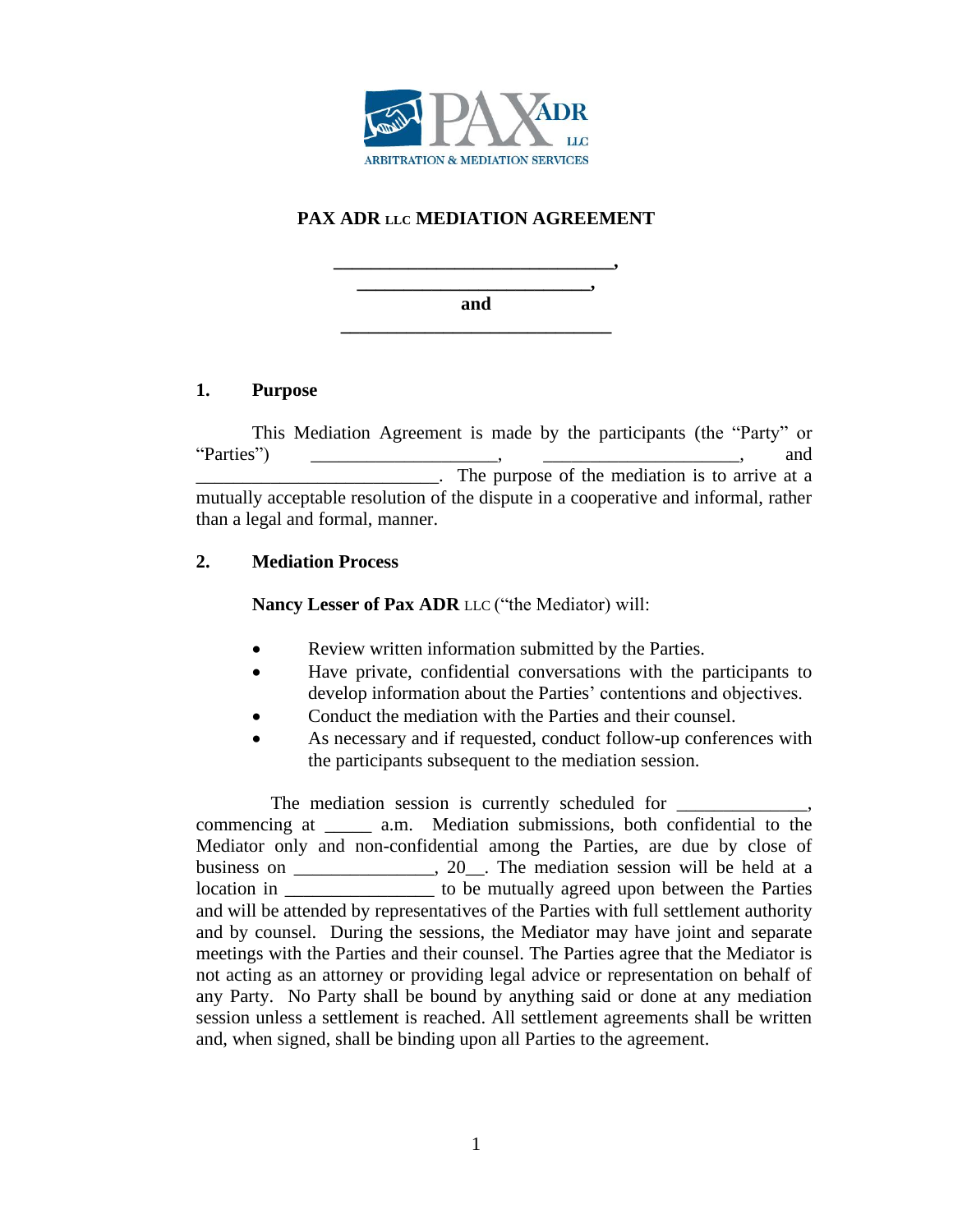PAX ADR LLC
ARBITRATION & MEDIATION SERVICES

# PAX ADR LLC MEDIATION AGREEMENT

**______________________________,**
**_________________________,**
**and**
**______________________________**

## 1. Purpose

This Mediation Agreement is made by the participants (the "Party" or "Parties") ____________________, ______________________, and __________________________. The purpose of the mediation is to arrive at a mutually acceptable resolution of the dispute in a cooperative and informal, rather than a legal and formal, manner.

## 2. Mediation Process

**Nancy Lesser of Pax ADR** LLC ("the Mediator) will:

- Review written information submitted by the Parties.
- Have private, confidential conversations with the participants to develop information about the Parties' contentions and objectives.
- Conduct the mediation with the Parties and their counsel.
- As necessary and if requested, conduct follow-up conferences with the participants subsequent to the mediation session.

The mediation session is currently scheduled for ______________, commencing at _____ a.m. Mediation submissions, both confidential to the Mediator only and non-confidential among the Parties, are due by close of business on _______________, 20__. The mediation session will be held at a location in ________________ to be mutually agreed upon between the Parties and will be attended by representatives of the Parties with full settlement authority and by counsel. During the sessions, the Mediator may have joint and separate meetings with the Parties and their counsel. The Parties agree that the Mediator is not acting as an attorney or providing legal advice or representation on behalf of any Party. No Party shall be bound by anything said or done at any mediation session unless a settlement is reached. All settlement agreements shall be written and, when signed, shall be binding upon all Parties to the agreement.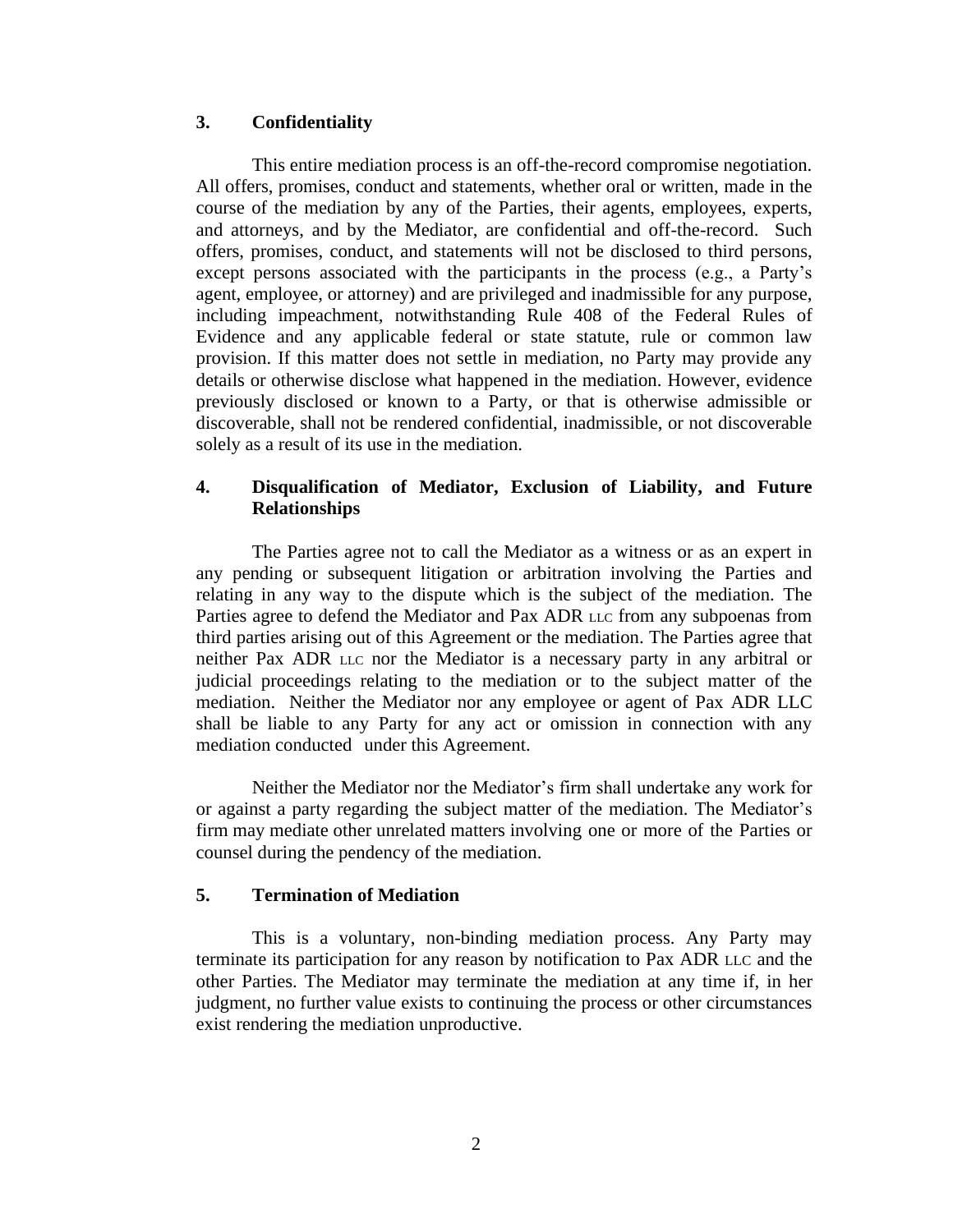## 3. Confidentiality

This entire mediation process is an off-the-record compromise negotiation. All offers, promises, conduct and statements, whether oral or written, made in the course of the mediation by any of the Parties, their agents, employees, experts, and attorneys, and by the Mediator, are confidential and off-the-record. Such offers, promises, conduct, and statements will not be disclosed to third persons, except persons associated with the participants in the process (e.g., a Party's agent, employee, or attorney) and are privileged and inadmissible for any purpose, including impeachment, notwithstanding Rule 408 of the Federal Rules of Evidence and any applicable federal or state statute, rule or common law provision. If this matter does not settle in mediation, no Party may provide any details or otherwise disclose what happened in the mediation. However, evidence previously disclosed or known to a Party, or that is otherwise admissible or discoverable, shall not be rendered confidential, inadmissible, or not discoverable solely as a result of its use in the mediation.

## 4. Disqualification of Mediator, Exclusion of Liability, and Future Relationships

The Parties agree not to call the Mediator as a witness or as an expert in any pending or subsequent litigation or arbitration involving the Parties and relating in any way to the dispute which is the subject of the mediation. The Parties agree to defend the Mediator and Pax ADR LLC from any subpoenas from third parties arising out of this Agreement or the mediation. The Parties agree that neither Pax ADR LLC nor the Mediator is a necessary party in any arbitral or judicial proceedings relating to the mediation or to the subject matter of the mediation. Neither the Mediator nor any employee or agent of Pax ADR LLC shall be liable to any Party for any act or omission in connection with any mediation conducted under this Agreement.

Neither the Mediator nor the Mediator's firm shall undertake any work for or against a party regarding the subject matter of the mediation. The Mediator's firm may mediate other unrelated matters involving one or more of the Parties or counsel during the pendency of the mediation.

## 5. Termination of Mediation

This is a voluntary, non-binding mediation process. Any Party may terminate its participation for any reason by notification to Pax ADR LLC and the other Parties. The Mediator may terminate the mediation at any time if, in her judgment, no further value exists to continuing the process or other circumstances exist rendering the mediation unproductive.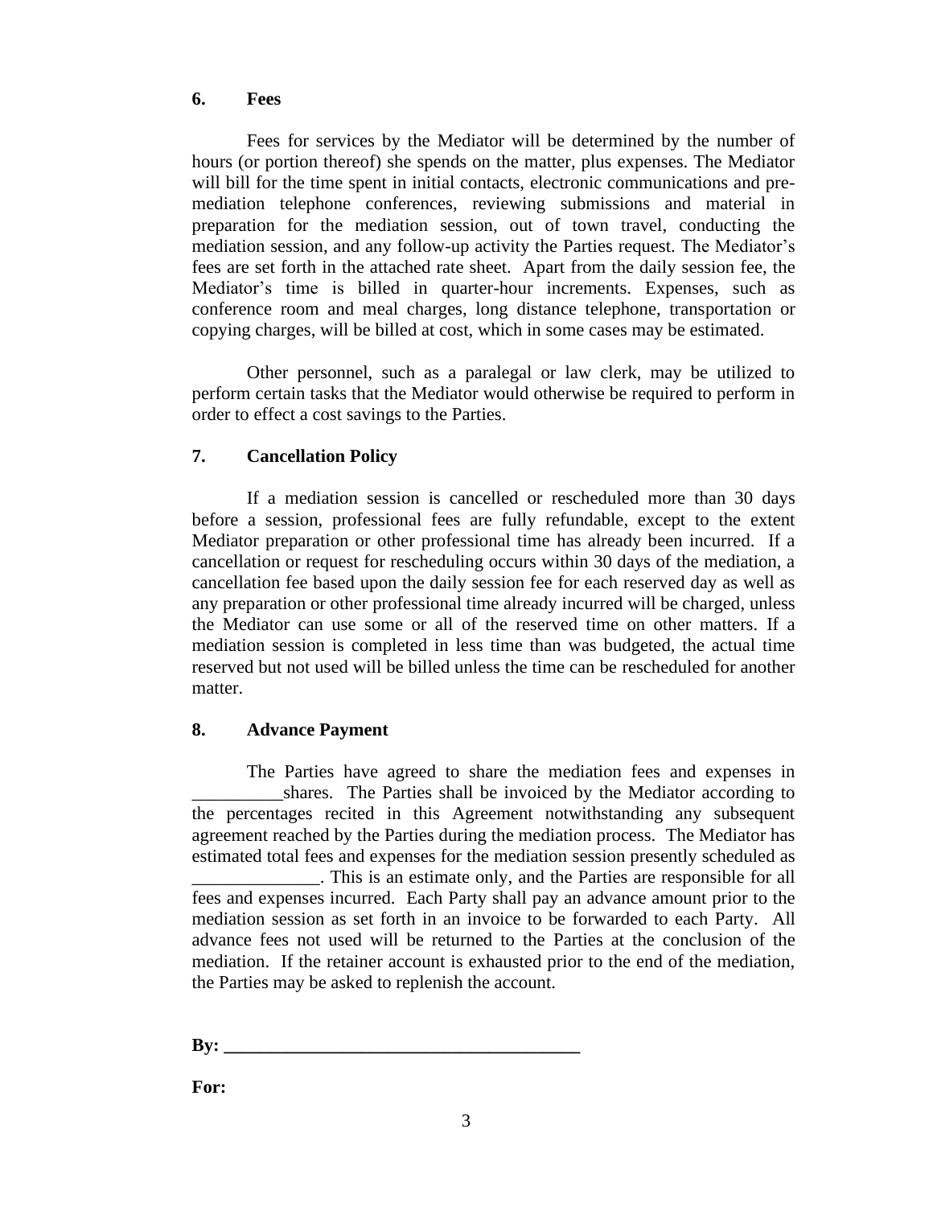## 6. Fees

Fees for services by the Mediator will be determined by the number of hours (or portion thereof) she spends on the matter, plus expenses. The Mediator will bill for the time spent in initial contacts, electronic communications and pre-mediation telephone conferences, reviewing submissions and material in preparation for the mediation session, out of town travel, conducting the mediation session, and any follow-up activity the Parties request. The Mediator's fees are set forth in the attached rate sheet. Apart from the daily session fee, the Mediator's time is billed in quarter-hour increments. Expenses, such as conference room and meal charges, long distance telephone, transportation or copying charges, will be billed at cost, which in some cases may be estimated.

Other personnel, such as a paralegal or law clerk, may be utilized to perform certain tasks that the Mediator would otherwise be required to perform in order to effect a cost savings to the Parties.

## 7. Cancellation Policy

If a mediation session is cancelled or rescheduled more than 30 days before a session, professional fees are fully refundable, except to the extent Mediator preparation or other professional time has already been incurred. If a cancellation or request for rescheduling occurs within 30 days of the mediation, a cancellation fee based upon the daily session fee for each reserved day as well as any preparation or other professional time already incurred will be charged, unless the Mediator can use some or all of the reserved time on other matters. If a mediation session is completed in less time than was budgeted, the actual time reserved but not used will be billed unless the time can be rescheduled for another matter.

## 8. Advance Payment

The Parties have agreed to share the mediation fees and expenses in __________shares. The Parties shall be invoiced by the Mediator according to the percentages recited in this Agreement notwithstanding any subsequent agreement reached by the Parties during the mediation process. The Mediator has estimated total fees and expenses for the mediation session presently scheduled as ______________. This is an estimate only, and the Parties are responsible for all fees and expenses incurred. Each Party shall pay an advance amount prior to the mediation session as set forth in an invoice to be forwarded to each Party. All advance fees not used will be returned to the Parties at the conclusion of the mediation. If the retainer account is exhausted prior to the end of the mediation, the Parties may be asked to replenish the account.

**By: _______________________________________**

**For:**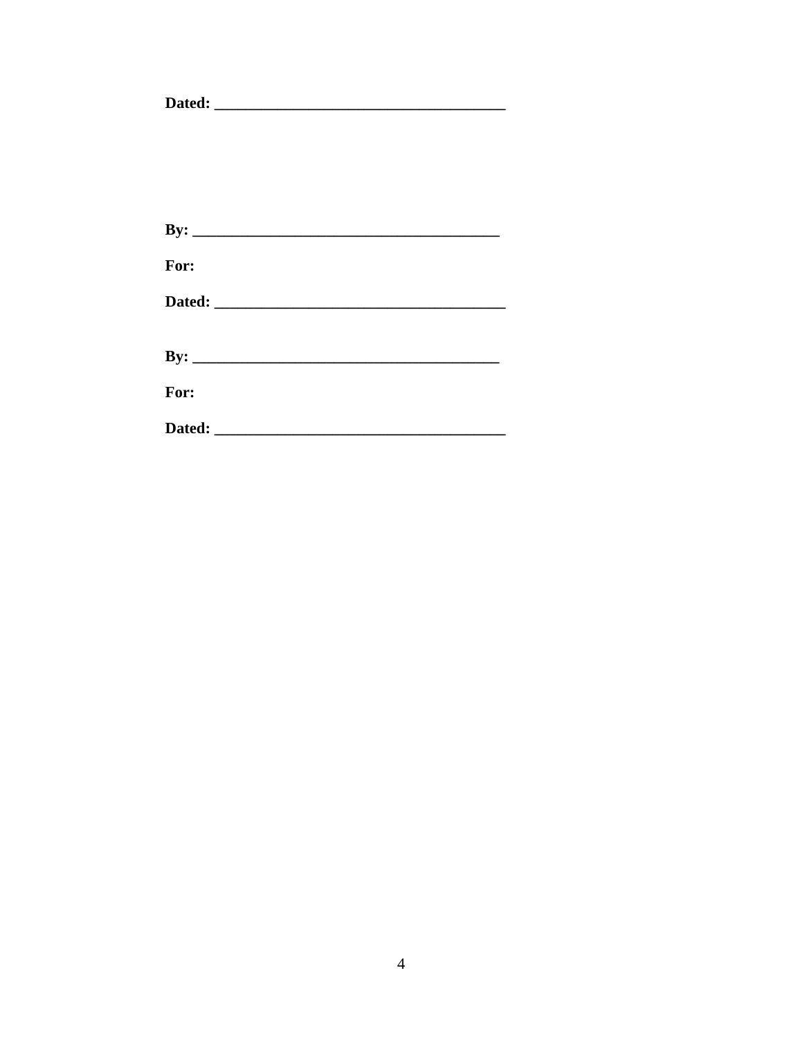**Dated: ______________________________________**

**By: ________________________________________**

**For:**

**Dated: ______________________________________**

**By: ________________________________________**

**For:**

**Dated: ______________________________________**